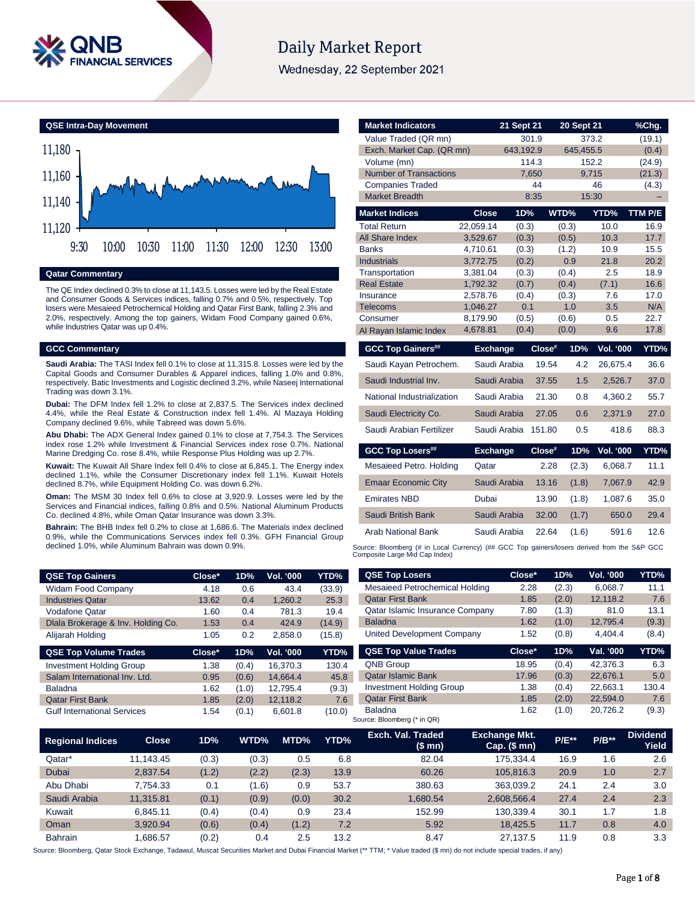# Daily Market Report

Wednesday, 22 September 2021

## QSE Intra-Day Movement

## Qatar Commentary

The QE Index declined 0.3% to close at 11,143.5. Losses were led by the Real Estate and Consumer Goods & Services indices, falling 0.7% and 0.5%, respectively. Top losers were Mesaieed Petrochemical Holding and Qatar First Bank, falling 2.3% and 2.0%, respectively. Among the top gainers, Widam Food Company gained 0.6%, while Industries Qatar was up 0.4%.

## GCC Commentary

**Saudi Arabia:** The TASI Index fell 0.1% to close at 11,315.8. Losses were led by the Capital Goods and Consumer Durables & Apparel indices, falling 1.0% and 0.8%, respectively. Batic Investments and Logistic declined 3.2%, while Naseej International Trading was down 3.1%.

**Dubai:** The DFM Index fell 1.2% to close at 2,837.5. The Services index declined 4.4%, while the Real Estate & Construction index fell 1.4%. Al Mazaya Holding Company declined 9.6%, while Tabreed was down 5.6%.

**Abu Dhabi:** The ADX General Index gained 0.1% to close at 7,754.3. The Services index rose 1.2% while Investment & Financial Services index rose 0.7%. National Marine Dredging Co. rose 8.4%, while Response Plus Holding was up 2.7%.

**Kuwait:** The Kuwait All Share Index fell 0.4% to close at 6,845.1. The Energy index declined 1.1%, while the Consumer Discretionary index fell 1.1%. Kuwait Hotels declined 8.7%, while Equipment Holding Co. was down 6.2%.

**Oman:** The MSM 30 Index fell 0.6% to close at 3,920.9. Losses were led by the Services and Financial indices, falling 0.8% and 0.5%. National Aluminum Products Co. declined 4.8%, while Oman Qatar Insurance was down 3.3%.

**Bahrain:** The BHB Index fell 0.2% to close at 1,686.6. The Materials index declined 0.9%, while the Communications Services index fell 0.3%. GFH Financial Group declined 1.0%, while Aluminum Bahrain was down 0.9%.

| Market Indicators | 21 Sept 21 | 20 Sept 21 | %Chg. |
|---|---|---|---|
| Value Traded (QR mn) | 301.9 | 373.2 | (19.1) |
| Exch. Market Cap. (QR mn) | 643,192.9 | 645,455.5 | (0.4) |
| Volume (mn) | 114.3 | 152.2 | (24.9) |
| Number of Transactions | 7,650 | 9,715 | (21.3) |
| Companies Traded | 44 | 46 | (4.3) |
| Market Breadth | 8:35 | 15:30 | – |

| Market Indices | Close | 1D% | WTD% | YTD% | TTM P/E |
|---|---|---|---|---|---|
| Total Return | 22,059.14 | (0.3) | (0.3) | 10.0 | 16.9 |
| All Share Index | 3,529.67 | (0.3) | (0.5) | 10.3 | 17.7 |
| Banks | 4,710.61 | (0.3) | (1.2) | 10.9 | 15.5 |
| Industrials | 3,772.75 | (0.2) | 0.9 | 21.8 | 20.2 |
| Transportation | 3,381.04 | (0.3) | (0.4) | 2.5 | 18.9 |
| Real Estate | 1,792.32 | (0.7) | (0.4) | (7.1) | 16.6 |
| Insurance | 2,578.76 | (0.4) | (0.3) | 7.6 | 17.0 |
| Telecoms | 1,046.27 | 0.1 | 1.0 | 3.5 | N/A |
| Consumer | 8,179.90 | (0.5) | (0.6) | 0.5 | 22.7 |
| Al Rayan Islamic Index | 4,678.81 | (0.4) | (0.0) | 9.6 | 17.8 |

| GCC Top Gainers## | Exchange | Close# | 1D% | Vol. '000 | YTD% |
|---|---|---|---|---|---|
| Saudi Kayan Petrochem. | Saudi Arabia | 19.54 | 4.2 | 26,675.4 | 36.6 |
| Saudi Industrial Inv. | Saudi Arabia | 37.55 | 1.5 | 2,526.7 | 37.0 |
| National Industrialization | Saudi Arabia | 21.30 | 0.8 | 4,360.2 | 55.7 |
| Saudi Electricity Co. | Saudi Arabia | 27.05 | 0.6 | 2,371.9 | 27.0 |
| Saudi Arabian Fertilizer | Saudi Arabia | 151.80 | 0.5 | 418.6 | 88.3 |

| GCC Top Losers## | Exchange | Close# | 1D% | Vol. '000 | YTD% |
|---|---|---|---|---|---|
| Mesaieed Petro. Holding | Qatar | 2.28 | (2.3) | 6,068.7 | 11.1 |
| Emaar Economic City | Saudi Arabia | 13.16 | (1.8) | 7,067.9 | 42.9 |
| Emirates NBD | Dubai | 13.90 | (1.8) | 1,087.6 | 35.0 |
| Saudi British Bank | Saudi Arabia | 32.00 | (1.7) | 650.0 | 29.4 |
| Arab National Bank | Saudi Arabia | 22.64 | (1.6) | 591.6 | 12.6 |

Source: Bloomberg (# in Local Currency) (## GCC Top gainers/losers derived from the S&P GCC Composite Large Mid Cap Index)

| QSE Top Gainers | Close* | 1D% | Vol. '000 | YTD% |
|---|---|---|---|---|
| Widam Food Company | 4.18 | 0.6 | 43.4 | (33.9) |
| Industries Qatar | 13.62 | 0.4 | 1,260.2 | 25.3 |
| Vodafone Qatar | 1.60 | 0.4 | 781.3 | 19.4 |
| Dlala Brokerage & Inv. Holding Co. | 1.53 | 0.4 | 424.9 | (14.9) |
| Alijarah Holding | 1.05 | 0.2 | 2,858.0 | (15.8) |

| QSE Top Volume Trades | Close* | 1D% | Vol. '000 | YTD% |
|---|---|---|---|---|
| Investment Holding Group | 1.38 | (0.4) | 16,370.3 | 130.4 |
| Salam International Inv. Ltd. | 0.95 | (0.6) | 14,664.4 | 45.8 |
| Baladna | 1.62 | (1.0) | 12,795.4 | (9.3) |
| Qatar First Bank | 1.85 | (2.0) | 12,118.2 | 7.6 |
| Gulf International Services | 1.54 | (0.1) | 6,601.8 | (10.0) |

| QSE Top Losers | Close* | 1D% | Vol. '000 | YTD% |
|---|---|---|---|---|
| Mesaieed Petrochemical Holding | 2.28 | (2.3) | 6,068.7 | 11.1 |
| Qatar First Bank | 1.85 | (2.0) | 12,118.2 | 7.6 |
| Qatar Islamic Insurance Company | 7.80 | (1.3) | 81.0 | 13.1 |
| Baladna | 1.62 | (1.0) | 12,795.4 | (9.3) |
| United Development Company | 1.52 | (0.8) | 4,404.4 | (8.4) |

| QSE Top Value Trades | Close* | 1D% | Val. '000 | YTD% |
|---|---|---|---|---|
| QNB Group | 18.95 | (0.4) | 42,376.3 | 6.3 |
| Qatar Islamic Bank | 17.96 | (0.3) | 22,676.1 | 5.0 |
| Investment Holding Group | 1.38 | (0.4) | 22,663.1 | 130.4 |
| Qatar First Bank | 1.85 | (2.0) | 22,594.0 | 7.6 |
| Baladna | 1.62 | (1.0) | 20,726.2 | (9.3) |

Source: Bloomberg (* in QR)

| Regional Indices | Close | 1D% | WTD% | MTD% | YTD% | Exch. Val. Traded ($ mn) | Exchange Mkt. Cap. ($ mn) | P/E** | P/B** | Dividend Yield |
|---|---|---|---|---|---|---|---|---|---|---|
| Qatar* | 11,143.45 | (0.3) | (0.3) | 0.5 | 6.8 | 82.04 | 175,334.4 | 16.9 | 1.6 | 2.6 |
| Dubai | 2,837.54 | (1.2) | (2.2) | (2.3) | 13.9 | 60.26 | 105,816.3 | 20.9 | 1.0 | 2.7 |
| Abu Dhabi | 7,754.33 | 0.1 | (1.6) | 0.9 | 53.7 | 380.63 | 363,039.2 | 24.1 | 2.4 | 3.0 |
| Saudi Arabia | 11,315.81 | (0.1) | (0.9) | (0.0) | 30.2 | 1,680.54 | 2,608,566.4 | 27.4 | 2.4 | 2.3 |
| Kuwait | 6,845.11 | (0.4) | (0.4) | 0.9 | 23.4 | 152.99 | 130,339.4 | 30.1 | 1.7 | 1.8 |
| Oman | 3,920.94 | (0.6) | (0.4) | (1.2) | 7.2 | 5.92 | 18,425.5 | 11.7 | 0.8 | 4.0 |
| Bahrain | 1,686.57 | (0.2) | 0.4 | 2.5 | 13.2 | 8.47 | 27,137.5 | 11.9 | 0.8 | 3.3 |

Source: Bloomberg, Qatar Stock Exchange, Tadawul, Muscat Securities Market and Dubai Financial Market (** TTM; * Value traded ($ mn) do not include special trades, if any)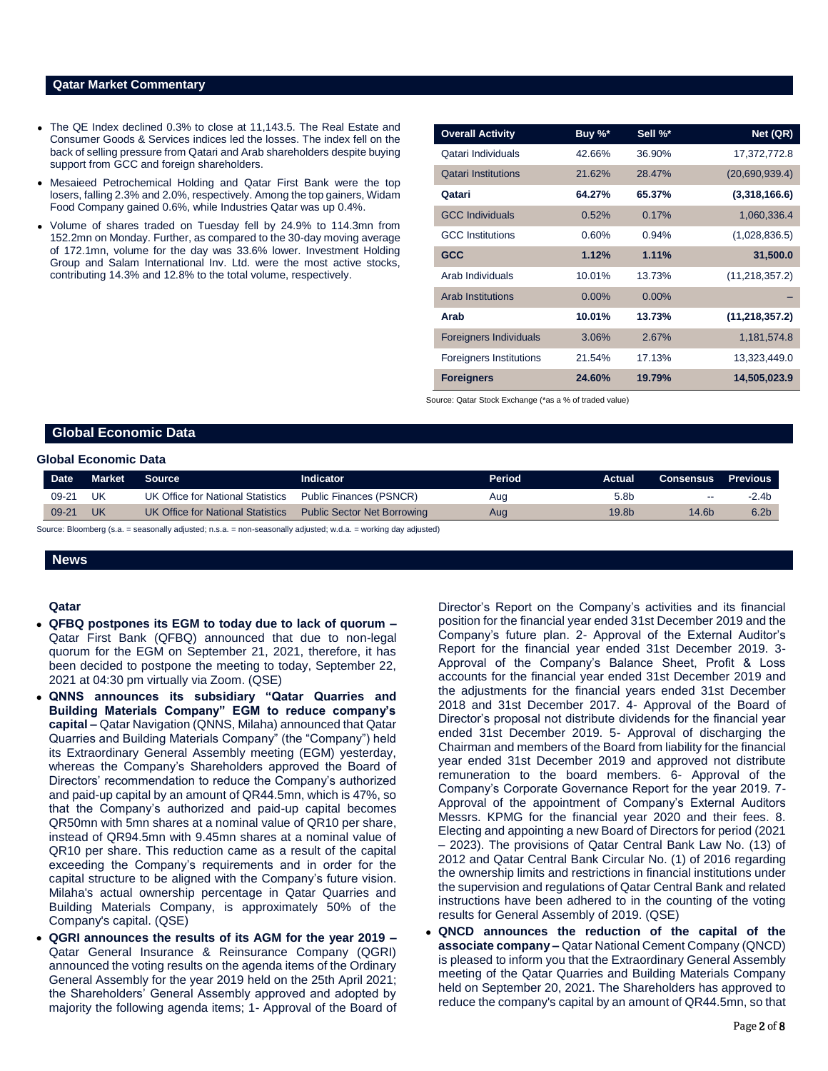## Qatar Market Commentary

- The QE Index declined 0.3% to close at 11,143.5. The Real Estate and Consumer Goods & Services indices led the losses. The index fell on the back of selling pressure from Qatari and Arab shareholders despite buying support from GCC and foreign shareholders.
- Mesaieed Petrochemical Holding and Qatar First Bank were the top losers, falling 2.3% and 2.0%, respectively. Among the top gainers, Widam Food Company gained 0.6%, while Industries Qatar was up 0.4%.
- Volume of shares traded on Tuesday fell by 24.9% to 114.3mn from 152.2mn on Monday. Further, as compared to the 30-day moving average of 172.1mn, volume for the day was 33.6% lower. Investment Holding Group and Salam International Inv. Ltd. were the most active stocks, contributing 14.3% and 12.8% to the total volume, respectively.

| Overall Activity | Buy %* | Sell %* | Net (QR) |
|---|---|---|---|
| Qatari Individuals | 42.66% | 36.90% | 17,372,772.8 |
| Qatari Institutions | 21.62% | 28.47% | (20,690,939.4) |
| **Qatari** | **64.27%** | **65.37%** | **(3,318,166.6)** |
| GCC Individuals | 0.52% | 0.17% | 1,060,336.4 |
| GCC Institutions | 0.60% | 0.94% | (1,028,836.5) |
| **GCC** | **1.12%** | **1.11%** | **31,500.0** |
| Arab Individuals | 10.01% | 13.73% | (11,218,357.2) |
| Arab Institutions | 0.00% | 0.00% | – |
| **Arab** | **10.01%** | **13.73%** | **(11,218,357.2)** |
| Foreigners Individuals | 3.06% | 2.67% | 1,181,574.8 |
| Foreigners Institutions | 21.54% | 17.13% | 13,323,449.0 |
| **Foreigners** | **24.60%** | **19.79%** | **14,505,023.9** |

Source: Qatar Stock Exchange (*as a % of traded value)

## Global Economic Data

### Global Economic Data

| Date | Market | Source | Indicator | Period | Actual | Consensus | Previous |
|---|---|---|---|---|---|---|---|
| 09-21 | UK | UK Office for National Statistics | Public Finances (PSNCR) | Aug | 5.8b | -- | -2.4b |
| 09-21 | UK | UK Office for National Statistics | Public Sector Net Borrowing | Aug | 19.8b | 14.6b | 6.2b |

Source: Bloomberg (s.a. = seasonally adjusted; n.s.a. = non-seasonally adjusted; w.d.a. = working day adjusted)

## News

### Qatar

- **QFBQ postpones its EGM to today due to lack of quorum –** Qatar First Bank (QFBQ) announced that due to non-legal quorum for the EGM on September 21, 2021, therefore, it has been decided to postpone the meeting to today, September 22, 2021 at 04:30 pm virtually via Zoom. (QSE)
- **QNNS announces its subsidiary "Qatar Quarries and Building Materials Company" EGM to reduce company's capital –** Qatar Navigation (QNNS, Milaha) announced that Qatar Quarries and Building Materials Company" (the "Company") held its Extraordinary General Assembly meeting (EGM) yesterday, whereas the Company's Shareholders approved the Board of Directors' recommendation to reduce the Company's authorized and paid-up capital by an amount of QR44.5mn, which is 47%, so that the Company's authorized and paid-up capital becomes QR50mn with 5mn shares at a nominal value of QR10 per share, instead of QR94.5mn with 9.45mn shares at a nominal value of QR10 per share. This reduction came as a result of the capital exceeding the Company's requirements and in order for the capital structure to be aligned with the Company's future vision. Milaha's actual ownership percentage in Qatar Quarries and Building Materials Company, is approximately 50% of the Company's capital. (QSE)
- **QGRI announces the results of its AGM for the year 2019 –** Qatar General Insurance & Reinsurance Company (QGRI) announced the voting results on the agenda items of the Ordinary General Assembly for the year 2019 held on the 25th April 2021; the Shareholders' General Assembly approved and adopted by majority the following agenda items; 1- Approval of the Board of Director's Report on the Company's activities and its financial position for the financial year ended 31st December 2019 and the Company's future plan. 2- Approval of the External Auditor's Report for the financial year ended 31st December 2019. 3- Approval of the Company's Balance Sheet, Profit & Loss accounts for the financial year ended 31st December 2019 and the adjustments for the financial years ended 31st December 2018 and 31st December 2017. 4- Approval of the Board of Director's proposal not distribute dividends for the financial year ended 31st December 2019. 5- Approval of discharging the Chairman and members of the Board from liability for the financial year ended 31st December 2019 and approved not distribute remuneration to the board members. 6- Approval of the Company's Corporate Governance Report for the year 2019. 7- Approval of the appointment of Company's External Auditors Messrs. KPMG for the financial year 2020 and their fees. 8. Electing and appointing a new Board of Directors for period (2021 – 2023). The provisions of Qatar Central Bank Law No. (13) of 2012 and Qatar Central Bank Circular No. (1) of 2016 regarding the ownership limits and restrictions in financial institutions under the supervision and regulations of Qatar Central Bank and related instructions have been adhered to in the counting of the voting results for General Assembly of 2019. (QSE)
- **QNCD announces the reduction of the capital of the associate company –** Qatar National Cement Company (QNCD) is pleased to inform you that the Extraordinary General Assembly meeting of the Qatar Quarries and Building Materials Company held on September 20, 2021. The Shareholders has approved to reduce the company's capital by an amount of QR44.5mn, so that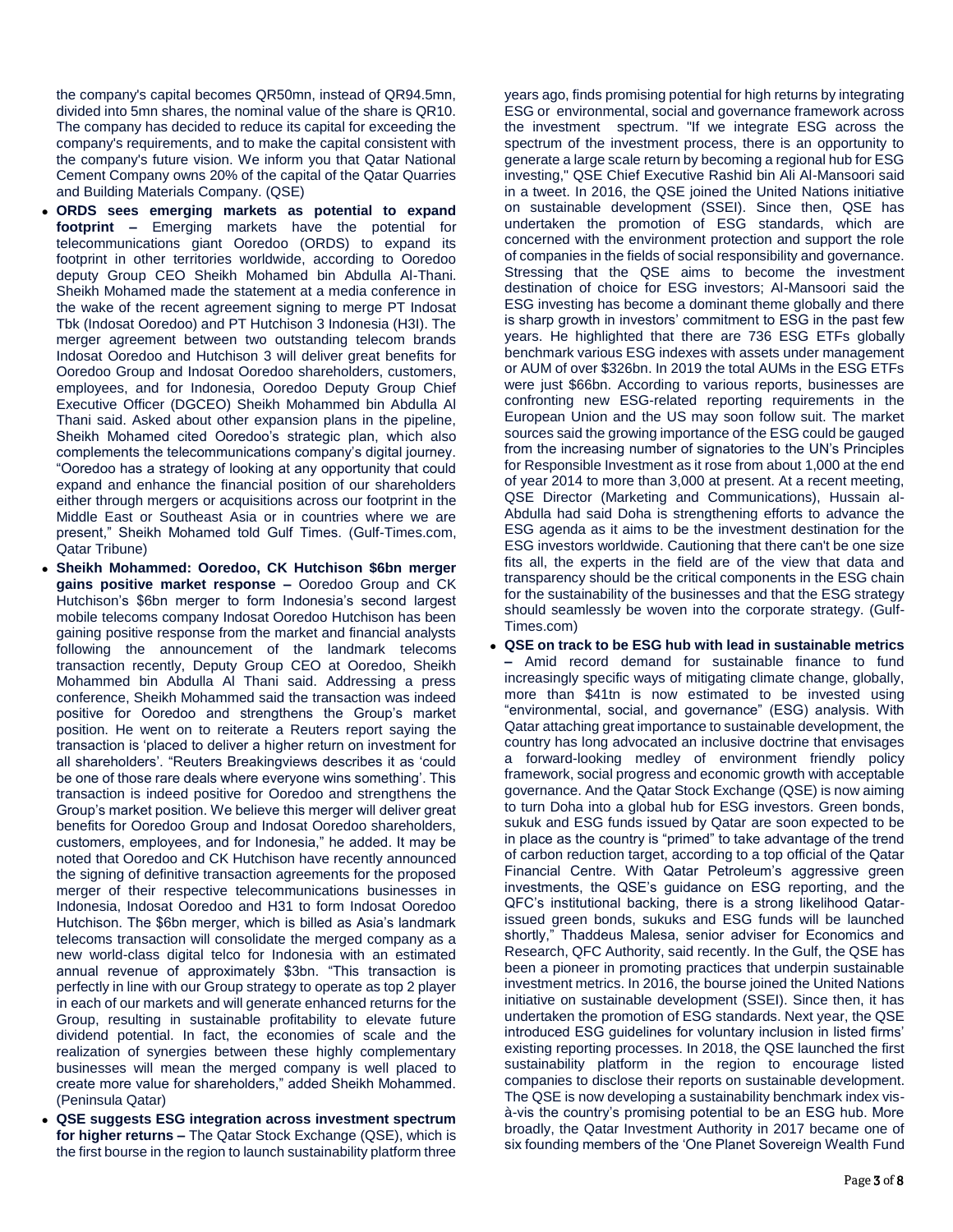the company's capital becomes QR50mn, instead of QR94.5mn, divided into 5mn shares, the nominal value of the share is QR10. The company has decided to reduce its capital for exceeding the company's requirements, and to make the capital consistent with the company's future vision. We inform you that Qatar National Cement Company owns 20% of the capital of the Qatar Quarries and Building Materials Company. (QSE)

- **ORDS sees emerging markets as potential to expand footprint –** Emerging markets have the potential for telecommunications giant Ooredoo (ORDS) to expand its footprint in other territories worldwide, according to Ooredoo deputy Group CEO Sheikh Mohamed bin Abdulla Al-Thani. Sheikh Mohamed made the statement at a media conference in the wake of the recent agreement signing to merge PT Indosat Tbk (Indosat Ooredoo) and PT Hutchison 3 Indonesia (H3I). The merger agreement between two outstanding telecom brands Indosat Ooredoo and Hutchison 3 will deliver great benefits for Ooredoo Group and Indosat Ooredoo shareholders, customers, employees, and for Indonesia, Ooredoo Deputy Group Chief Executive Officer (DGCEO) Sheikh Mohammed bin Abdulla Al Thani said. Asked about other expansion plans in the pipeline, Sheikh Mohamed cited Ooredoo's strategic plan, which also complements the telecommunications company's digital journey. "Ooredoo has a strategy of looking at any opportunity that could expand and enhance the financial position of our shareholders either through mergers or acquisitions across our footprint in the Middle East or Southeast Asia or in countries where we are present," Sheikh Mohamed told Gulf Times. (Gulf-Times.com, Qatar Tribune)
- **Sheikh Mohammed: Ooredoo, CK Hutchison $6bn merger gains positive market response –** Ooredoo Group and CK Hutchison's $6bn merger to form Indonesia's second largest mobile telecoms company Indosat Ooredoo Hutchison has been gaining positive response from the market and financial analysts following the announcement of the landmark telecoms transaction recently, Deputy Group CEO at Ooredoo, Sheikh Mohammed bin Abdulla Al Thani said. Addressing a press conference, Sheikh Mohammed said the transaction was indeed positive for Ooredoo and strengthens the Group's market position. He went on to reiterate a Reuters report saying the transaction is 'placed to deliver a higher return on investment for all shareholders'. "Reuters Breakingviews describes it as 'could be one of those rare deals where everyone wins something'. This transaction is indeed positive for Ooredoo and strengthens the Group's market position. We believe this merger will deliver great benefits for Ooredoo Group and Indosat Ooredoo shareholders, customers, employees, and for Indonesia," he added. It may be noted that Ooredoo and CK Hutchison have recently announced the signing of definitive transaction agreements for the proposed merger of their respective telecommunications businesses in Indonesia, Indosat Ooredoo and H31 to form Indosat Ooredoo Hutchison. The $6bn merger, which is billed as Asia's landmark telecoms transaction will consolidate the merged company as a new world-class digital telco for Indonesia with an estimated annual revenue of approximately $3bn. "This transaction is perfectly in line with our Group strategy to operate as top 2 player in each of our markets and will generate enhanced returns for the Group, resulting in sustainable profitability to elevate future dividend potential. In fact, the economies of scale and the realization of synergies between these highly complementary businesses will mean the merged company is well placed to create more value for shareholders," added Sheikh Mohammed. (Peninsula Qatar)
- **QSE suggests ESG integration across investment spectrum for higher returns –** The Qatar Stock Exchange (QSE), which is the first bourse in the region to launch sustainability platform three years ago, finds promising potential for high returns by integrating ESG or environmental, social and governance framework across the investment spectrum. "If we integrate ESG across the spectrum of the investment process, there is an opportunity to generate a large scale return by becoming a regional hub for ESG investing," QSE Chief Executive Rashid bin Ali Al-Mansoori said in a tweet. In 2016, the QSE joined the United Nations initiative on sustainable development (SSEI). Since then, QSE has undertaken the promotion of ESG standards, which are concerned with the environment protection and support the role of companies in the fields of social responsibility and governance. Stressing that the QSE aims to become the investment destination of choice for ESG investors; Al-Mansoori said the ESG investing has become a dominant theme globally and there is sharp growth in investors' commitment to ESG in the past few years. He highlighted that there are 736 ESG ETFs globally benchmark various ESG indexes with assets under management or AUM of over $326bn. In 2019 the total AUMs in the ESG ETFs were just $66bn. According to various reports, businesses are confronting new ESG-related reporting requirements in the European Union and the US may soon follow suit. The market sources said the growing importance of the ESG could be gauged from the increasing number of signatories to the UN's Principles for Responsible Investment as it rose from about 1,000 at the end of year 2014 to more than 3,000 at present. At a recent meeting, QSE Director (Marketing and Communications), Hussain al-Abdulla had said Doha is strengthening efforts to advance the ESG agenda as it aims to be the investment destination for the ESG investors worldwide. Cautioning that there can't be one size fits all, the experts in the field are of the view that data and transparency should be the critical components in the ESG chain for the sustainability of the businesses and that the ESG strategy should seamlessly be woven into the corporate strategy. (Gulf-Times.com)
- **QSE on track to be ESG hub with lead in sustainable metrics –** Amid record demand for sustainable finance to fund increasingly specific ways of mitigating climate change, globally, more than $41tn is now estimated to be invested using "environmental, social, and governance" (ESG) analysis. With Qatar attaching great importance to sustainable development, the country has long advocated an inclusive doctrine that envisages a forward-looking medley of environment friendly policy framework, social progress and economic growth with acceptable governance. And the Qatar Stock Exchange (QSE) is now aiming to turn Doha into a global hub for ESG investors. Green bonds, sukuk and ESG funds issued by Qatar are soon expected to be in place as the country is "primed" to take advantage of the trend of carbon reduction target, according to a top official of the Qatar Financial Centre. With Qatar Petroleum's aggressive green investments, the QSE's guidance on ESG reporting, and the QFC's institutional backing, there is a strong likelihood Qatar-issued green bonds, sukuks and ESG funds will be launched shortly," Thaddeus Malesa, senior adviser for Economics and Research, QFC Authority, said recently. In the Gulf, the QSE has been a pioneer in promoting practices that underpin sustainable investment metrics. In 2016, the bourse joined the United Nations initiative on sustainable development (SSEI). Since then, it has undertaken the promotion of ESG standards. Next year, the QSE introduced ESG guidelines for voluntary inclusion in listed firms' existing reporting processes. In 2018, the QSE launched the first sustainability platform in the region to encourage listed companies to disclose their reports on sustainable development. The QSE is now developing a sustainability benchmark index vis-à-vis the country's promising potential to be an ESG hub. More broadly, the Qatar Investment Authority in 2017 became one of six founding members of the 'One Planet Sovereign Wealth Fund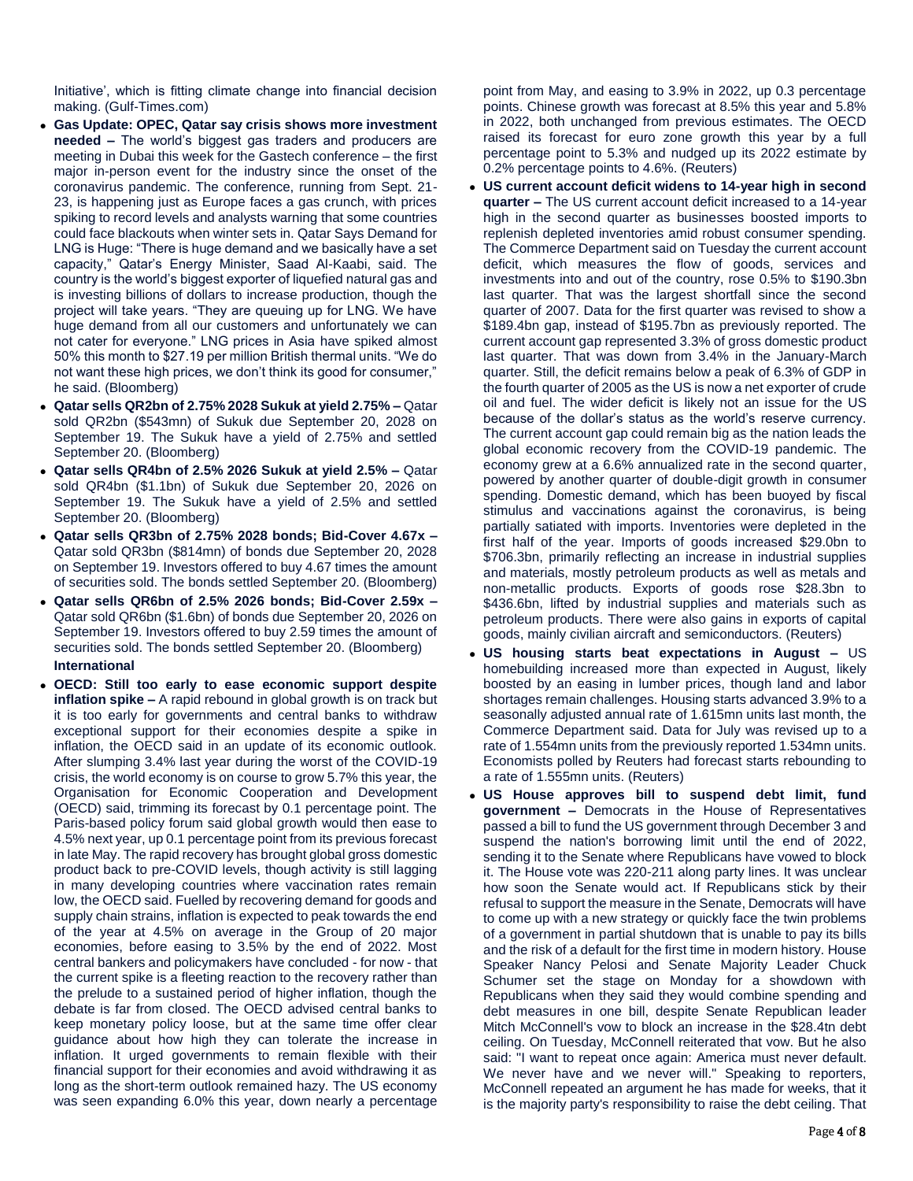Initiative', which is fitting climate change into financial decision making. (Gulf-Times.com)

- **Gas Update: OPEC, Qatar say crisis shows more investment needed –** The world's biggest gas traders and producers are meeting in Dubai this week for the Gastech conference – the first major in-person event for the industry since the onset of the coronavirus pandemic. The conference, running from Sept. 21-23, is happening just as Europe faces a gas crunch, with prices spiking to record levels and analysts warning that some countries could face blackouts when winter sets in. Qatar Says Demand for LNG is Huge: "There is huge demand and we basically have a set capacity," Qatar's Energy Minister, Saad Al-Kaabi, said. The country is the world's biggest exporter of liquefied natural gas and is investing billions of dollars to increase production, though the project will take years. "They are queuing up for LNG. We have huge demand from all our customers and unfortunately we can not cater for everyone." LNG prices in Asia have spiked almost 50% this month to $27.19 per million British thermal units. "We do not want these high prices, we don't think its good for consumer," he said. (Bloomberg)
- **Qatar sells QR2bn of 2.75% 2028 Sukuk at yield 2.75% –** Qatar sold QR2bn ($543mn) of Sukuk due September 20, 2028 on September 19. The Sukuk have a yield of 2.75% and settled September 20. (Bloomberg)
- **Qatar sells QR4bn of 2.5% 2026 Sukuk at yield 2.5% –** Qatar sold QR4bn ($1.1bn) of Sukuk due September 20, 2026 on September 19. The Sukuk have a yield of 2.5% and settled September 20. (Bloomberg)
- **Qatar sells QR3bn of 2.75% 2028 bonds; Bid-Cover 4.67x –** Qatar sold QR3bn ($814mn) of bonds due September 20, 2028 on September 19. Investors offered to buy 4.67 times the amount of securities sold. The bonds settled September 20. (Bloomberg)
- **Qatar sells QR6bn of 2.5% 2026 bonds; Bid-Cover 2.59x –** Qatar sold QR6bn ($1.6bn) of bonds due September 20, 2026 on September 19. Investors offered to buy 2.59 times the amount of securities sold. The bonds settled September 20. (Bloomberg)

**International**

- **OECD: Still too early to ease economic support despite inflation spike –** A rapid rebound in global growth is on track but it is too early for governments and central banks to withdraw exceptional support for their economies despite a spike in inflation, the OECD said in an update of its economic outlook. After slumping 3.4% last year during the worst of the COVID-19 crisis, the world economy is on course to grow 5.7% this year, the Organisation for Economic Cooperation and Development (OECD) said, trimming its forecast by 0.1 percentage point. The Paris-based policy forum said global growth would then ease to 4.5% next year, up 0.1 percentage point from its previous forecast in late May. The rapid recovery has brought global gross domestic product back to pre-COVID levels, though activity is still lagging in many developing countries where vaccination rates remain low, the OECD said. Fuelled by recovering demand for goods and supply chain strains, inflation is expected to peak towards the end of the year at 4.5% on average in the Group of 20 major economies, before easing to 3.5% by the end of 2022. Most central bankers and policymakers have concluded - for now - that the current spike is a fleeting reaction to the recovery rather than the prelude to a sustained period of higher inflation, though the debate is far from closed. The OECD advised central banks to keep monetary policy loose, but at the same time offer clear guidance about how high they can tolerate the increase in inflation. It urged governments to remain flexible with their financial support for their economies and avoid withdrawing it as long as the short-term outlook remained hazy. The US economy was seen expanding 6.0% this year, down nearly a percentage point from May, and easing to 3.9% in 2022, up 0.3 percentage points. Chinese growth was forecast at 8.5% this year and 5.8% in 2022, both unchanged from previous estimates. The OECD raised its forecast for euro zone growth this year by a full percentage point to 5.3% and nudged up its 2022 estimate by 0.2% percentage points to 4.6%. (Reuters)
- **US current account deficit widens to 14-year high in second quarter –** The US current account deficit increased to a 14-year high in the second quarter as businesses boosted imports to replenish depleted inventories amid robust consumer spending. The Commerce Department said on Tuesday the current account deficit, which measures the flow of goods, services and investments into and out of the country, rose 0.5% to $190.3bn last quarter. That was the largest shortfall since the second quarter of 2007. Data for the first quarter was revised to show a $189.4bn gap, instead of $195.7bn as previously reported. The current account gap represented 3.3% of gross domestic product last quarter. That was down from 3.4% in the January-March quarter. Still, the deficit remains below a peak of 6.3% of GDP in the fourth quarter of 2005 as the US is now a net exporter of crude oil and fuel. The wider deficit is likely not an issue for the US because of the dollar's status as the world's reserve currency. The current account gap could remain big as the nation leads the global economic recovery from the COVID-19 pandemic. The economy grew at a 6.6% annualized rate in the second quarter, powered by another quarter of double-digit growth in consumer spending. Domestic demand, which has been buoyed by fiscal stimulus and vaccinations against the coronavirus, is being partially satiated with imports. Inventories were depleted in the first half of the year. Imports of goods increased $29.0bn to $706.3bn, primarily reflecting an increase in industrial supplies and materials, mostly petroleum products as well as metals and non-metallic products. Exports of goods rose $28.3bn to $436.6bn, lifted by industrial supplies and materials such as petroleum products. There were also gains in exports of capital goods, mainly civilian aircraft and semiconductors. (Reuters)
- **US housing starts beat expectations in August –** US homebuilding increased more than expected in August, likely boosted by an easing in lumber prices, though land and labor shortages remain challenges. Housing starts advanced 3.9% to a seasonally adjusted annual rate of 1.615mn units last month, the Commerce Department said. Data for July was revised up to a rate of 1.554mn units from the previously reported 1.534mn units. Economists polled by Reuters had forecast starts rebounding to a rate of 1.555mn units. (Reuters)
- **US House approves bill to suspend debt limit, fund government –** Democrats in the House of Representatives passed a bill to fund the US government through December 3 and suspend the nation's borrowing limit until the end of 2022, sending it to the Senate where Republicans have vowed to block it. The House vote was 220-211 along party lines. It was unclear how soon the Senate would act. If Republicans stick by their refusal to support the measure in the Senate, Democrats will have to come up with a new strategy or quickly face the twin problems of a government in partial shutdown that is unable to pay its bills and the risk of a default for the first time in modern history. House Speaker Nancy Pelosi and Senate Majority Leader Chuck Schumer set the stage on Monday for a showdown with Republicans when they said they would combine spending and debt measures in one bill, despite Senate Republican leader Mitch McConnell's vow to block an increase in the $28.4tn debt ceiling. On Tuesday, McConnell reiterated that vow. But he also said: "I want to repeat once again: America must never default. We never have and we never will." Speaking to reporters, McConnell repeated an argument he has made for weeks, that it is the majority party's responsibility to raise the debt ceiling. That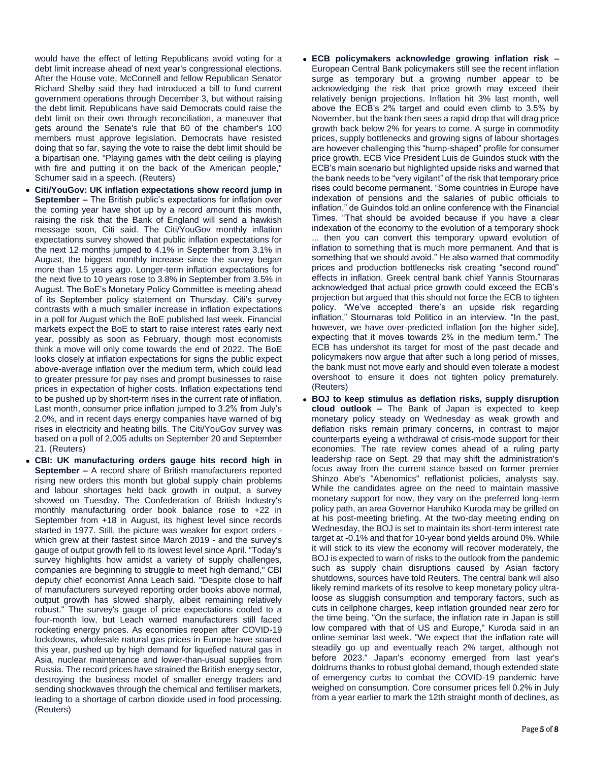would have the effect of letting Republicans avoid voting for a debt limit increase ahead of next year's congressional elections. After the House vote, McConnell and fellow Republican Senator Richard Shelby said they had introduced a bill to fund current government operations through December 3, but without raising the debt limit. Republicans have said Democrats could raise the debt limit on their own through reconciliation, a maneuver that gets around the Senate's rule that 60 of the chamber's 100 members must approve legislation. Democrats have resisted doing that so far, saying the vote to raise the debt limit should be a bipartisan one. "Playing games with the debt ceiling is playing with fire and putting it on the back of the American people," Schumer said in a speech. (Reuters)

- **Citi/YouGov: UK inflation expectations show record jump in September –** The British public's expectations for inflation over the coming year have shot up by a record amount this month, raising the risk that the Bank of England will send a hawkish message soon, Citi said. The Citi/YouGov monthly inflation expectations survey showed that public inflation expectations for the next 12 months jumped to 4.1% in September from 3.1% in August, the biggest monthly increase since the survey began more than 15 years ago. Longer-term inflation expectations for the next five to 10 years rose to 3.8% in September from 3.5% in August. The BoE's Monetary Policy Committee is meeting ahead of its September policy statement on Thursday. Citi's survey contrasts with a much smaller increase in inflation expectations in a poll for August which the BoE published last week. Financial markets expect the BoE to start to raise interest rates early next year, possibly as soon as February, though most economists think a move will only come towards the end of 2022. The BoE looks closely at inflation expectations for signs the public expect above-average inflation over the medium term, which could lead to greater pressure for pay rises and prompt businesses to raise prices in expectation of higher costs. Inflation expectations tend to be pushed up by short-term rises in the current rate of inflation. Last month, consumer price inflation jumped to 3.2% from July's 2.0%, and in recent days energy companies have warned of big rises in electricity and heating bills. The Citi/YouGov survey was based on a poll of 2,005 adults on September 20 and September 21. (Reuters)
- **CBI: UK manufacturing orders gauge hits record high in September –** A record share of British manufacturers reported rising new orders this month but global supply chain problems and labour shortages held back growth in output, a survey showed on Tuesday. The Confederation of British Industry's monthly manufacturing order book balance rose to +22 in September from +18 in August, its highest level since records started in 1977. Still, the picture was weaker for export orders - which grew at their fastest since March 2019 - and the survey's gauge of output growth fell to its lowest level since April. "Today's survey highlights how amidst a variety of supply challenges, companies are beginning to struggle to meet high demand," CBI deputy chief economist Anna Leach said. "Despite close to half of manufacturers surveyed reporting order books above normal, output growth has slowed sharply, albeit remaining relatively robust." The survey's gauge of price expectations cooled to a four-month low, but Leach warned manufacturers still faced rocketing energy prices. As economies reopen after COVID-19 lockdowns, wholesale natural gas prices in Europe have soared this year, pushed up by high demand for liquefied natural gas in Asia, nuclear maintenance and lower-than-usual supplies from Russia. The record prices have strained the British energy sector, destroying the business model of smaller energy traders and sending shockwaves through the chemical and fertiliser markets, leading to a shortage of carbon dioxide used in food processing. (Reuters)
- **ECB policymakers acknowledge growing inflation risk –** European Central Bank policymakers still see the recent inflation surge as temporary but a growing number appear to be acknowledging the risk that price growth may exceed their relatively benign projections. Inflation hit 3% last month, well above the ECB's 2% target and could even climb to 3.5% by November, but the bank then sees a rapid drop that will drag price growth back below 2% for years to come. A surge in commodity prices, supply bottlenecks and growing signs of labour shortages are however challenging this "hump-shaped" profile for consumer price growth. ECB Vice President Luis de Guindos stuck with the ECB's main scenario but highlighted upside risks and warned that the bank needs to be "very vigilant" of the risk that temporary price rises could become permanent. "Some countries in Europe have indexation of pensions and the salaries of public officials to inflation," de Guindos told an online conference with the Financial Times. "That should be avoided because if you have a clear indexation of the economy to the evolution of a temporary shock ... then you can convert this temporary upward evolution of inflation to something that is much more permanent. And that is something that we should avoid." He also warned that commodity prices and production bottlenecks risk creating "second round" effects in inflation. Greek central bank chief Yannis Stournaras acknowledged that actual price growth could exceed the ECB's projection but argued that this should not force the ECB to tighten policy. "We've accepted there's an upside risk regarding inflation," Stournaras told Politico in an interview. "In the past, however, we have over-predicted inflation [on the higher side], expecting that it moves towards 2% in the medium term." The ECB has undershot its target for most of the past decade and policymakers now argue that after such a long period of misses, the bank must not move early and should even tolerate a modest overshoot to ensure it does not tighten policy prematurely. (Reuters)
- **BOJ to keep stimulus as deflation risks, supply disruption cloud outlook –** The Bank of Japan is expected to keep monetary policy steady on Wednesday as weak growth and deflation risks remain primary concerns, in contrast to major counterparts eyeing a withdrawal of crisis-mode support for their economies. The rate review comes ahead of a ruling party leadership race on Sept. 29 that may shift the administration's focus away from the current stance based on former premier Shinzo Abe's "Abenomics" reflationist policies, analysts say. While the candidates agree on the need to maintain massive monetary support for now, they vary on the preferred long-term policy path, an area Governor Haruhiko Kuroda may be grilled on at his post-meeting briefing. At the two-day meeting ending on Wednesday, the BOJ is set to maintain its short-term interest rate target at -0.1% and that for 10-year bond yields around 0%. While it will stick to its view the economy will recover moderately, the BOJ is expected to warn of risks to the outlook from the pandemic such as supply chain disruptions caused by Asian factory shutdowns, sources have told Reuters. The central bank will also likely remind markets of its resolve to keep monetary policy ultra-loose as sluggish consumption and temporary factors, such as cuts in cellphone charges, keep inflation grounded near zero for the time being. "On the surface, the inflation rate in Japan is still low compared with that of US and Europe," Kuroda said in an online seminar last week. "We expect that the inflation rate will steadily go up and eventually reach 2% target, although not before 2023." Japan's economy emerged from last year's doldrums thanks to robust global demand, though extended state of emergency curbs to combat the COVID-19 pandemic have weighed on consumption. Core consumer prices fell 0.2% in July from a year earlier to mark the 12th straight month of declines, as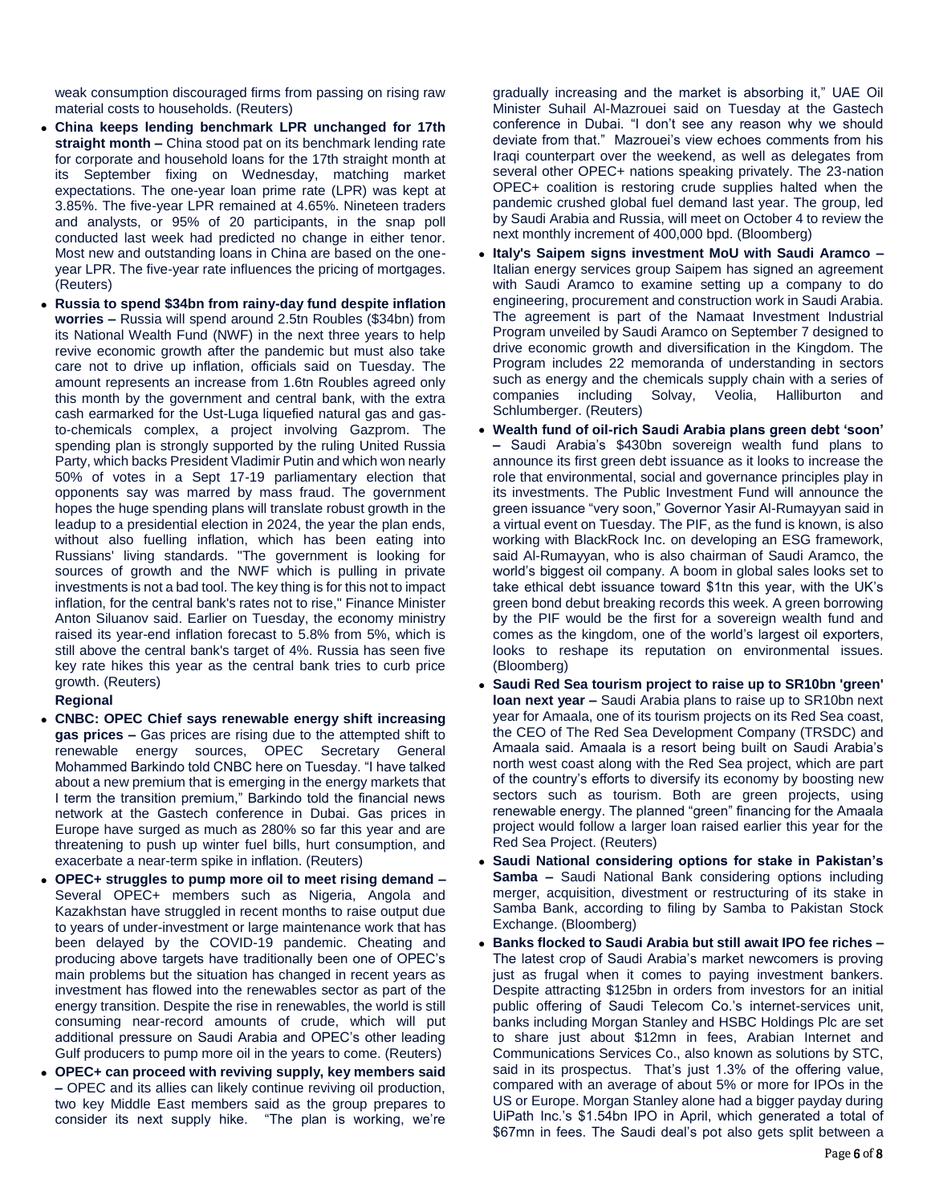weak consumption discouraged firms from passing on rising raw material costs to households. (Reuters)

- **China keeps lending benchmark LPR unchanged for 17th straight month –** China stood pat on its benchmark lending rate for corporate and household loans for the 17th straight month at its September fixing on Wednesday, matching market expectations. The one-year loan prime rate (LPR) was kept at 3.85%. The five-year LPR remained at 4.65%. Nineteen traders and analysts, or 95% of 20 participants, in the snap poll conducted last week had predicted no change in either tenor. Most new and outstanding loans in China are based on the one-year LPR. The five-year rate influences the pricing of mortgages. (Reuters)
- **Russia to spend $34bn from rainy-day fund despite inflation worries –** Russia will spend around 2.5tn Roubles ($34bn) from its National Wealth Fund (NWF) in the next three years to help revive economic growth after the pandemic but must also take care not to drive up inflation, officials said on Tuesday. The amount represents an increase from 1.6tn Roubles agreed only this month by the government and central bank, with the extra cash earmarked for the Ust-Luga liquefied natural gas and gas-to-chemicals complex, a project involving Gazprom. The spending plan is strongly supported by the ruling United Russia Party, which backs President Vladimir Putin and which won nearly 50% of votes in a Sept 17-19 parliamentary election that opponents say was marred by mass fraud. The government hopes the huge spending plans will translate robust growth in the leadup to a presidential election in 2024, the year the plan ends, without also fuelling inflation, which has been eating into Russians' living standards. "The government is looking for sources of growth and the NWF which is pulling in private investments is not a bad tool. The key thing is for this not to impact inflation, for the central bank's rates not to rise," Finance Minister Anton Siluanov said. Earlier on Tuesday, the economy ministry raised its year-end inflation forecast to 5.8% from 5%, which is still above the central bank's target of 4%. Russia has seen five key rate hikes this year as the central bank tries to curb price growth. (Reuters)

**Regional**

- **CNBC: OPEC Chief says renewable energy shift increasing gas prices –** Gas prices are rising due to the attempted shift to renewable energy sources, OPEC Secretary General Mohammed Barkindo told CNBC here on Tuesday. "I have talked about a new premium that is emerging in the energy markets that I term the transition premium," Barkindo told the financial news network at the Gastech conference in Dubai. Gas prices in Europe have surged as much as 280% so far this year and are threatening to push up winter fuel bills, hurt consumption, and exacerbate a near-term spike in inflation. (Reuters)
- **OPEC+ struggles to pump more oil to meet rising demand –** Several OPEC+ members such as Nigeria, Angola and Kazakhstan have struggled in recent months to raise output due to years of under-investment or large maintenance work that has been delayed by the COVID-19 pandemic. Cheating and producing above targets have traditionally been one of OPEC's main problems but the situation has changed in recent years as investment has flowed into the renewables sector as part of the energy transition. Despite the rise in renewables, the world is still consuming near-record amounts of crude, which will put additional pressure on Saudi Arabia and OPEC's other leading Gulf producers to pump more oil in the years to come. (Reuters)
- **OPEC+ can proceed with reviving supply, key members said –** OPEC and its allies can likely continue reviving oil production, two key Middle East members said as the group prepares to consider its next supply hike. "The plan is working, we're gradually increasing and the market is absorbing it," UAE Oil Minister Suhail Al-Mazrouei said on Tuesday at the Gastech conference in Dubai. "I don't see any reason why we should deviate from that." Mazrouei's view echoes comments from his Iraqi counterpart over the weekend, as well as delegates from several other OPEC+ nations speaking privately. The 23-nation OPEC+ coalition is restoring crude supplies halted when the pandemic crushed global fuel demand last year. The group, led by Saudi Arabia and Russia, will meet on October 4 to review the next monthly increment of 400,000 bpd. (Bloomberg)
- **Italy's Saipem signs investment MoU with Saudi Aramco –** Italian energy services group Saipem has signed an agreement with Saudi Aramco to examine setting up a company to do engineering, procurement and construction work in Saudi Arabia. The agreement is part of the Namaat Investment Industrial Program unveiled by Saudi Aramco on September 7 designed to drive economic growth and diversification in the Kingdom. The Program includes 22 memoranda of understanding in sectors such as energy and the chemicals supply chain with a series of companies including Solvay, Veolia, Halliburton and Schlumberger. (Reuters)
- **Wealth fund of oil-rich Saudi Arabia plans green debt 'soon' –** Saudi Arabia's $430bn sovereign wealth fund plans to announce its first green debt issuance as it looks to increase the role that environmental, social and governance principles play in its investments. The Public Investment Fund will announce the green issuance "very soon," Governor Yasir Al-Rumayyan said in a virtual event on Tuesday. The PIF, as the fund is known, is also working with BlackRock Inc. on developing an ESG framework, said Al-Rumayyan, who is also chairman of Saudi Aramco, the world's biggest oil company. A boom in global sales looks set to take ethical debt issuance toward $1tn this year, with the UK's green bond debut breaking records this week. A green borrowing by the PIF would be the first for a sovereign wealth fund and comes as the kingdom, one of the world's largest oil exporters, looks to reshape its reputation on environmental issues. (Bloomberg)
- **Saudi Red Sea tourism project to raise up to SR10bn 'green' loan next year –** Saudi Arabia plans to raise up to SR10bn next year for Amaala, one of its tourism projects on its Red Sea coast, the CEO of The Red Sea Development Company (TRSDC) and Amaala said. Amaala is a resort being built on Saudi Arabia's north west coast along with the Red Sea project, which are part of the country's efforts to diversify its economy by boosting new sectors such as tourism. Both are green projects, using renewable energy. The planned "green" financing for the Amaala project would follow a larger loan raised earlier this year for the Red Sea Project. (Reuters)
- **Saudi National considering options for stake in Pakistan's Samba –** Saudi National Bank considering options including merger, acquisition, divestment or restructuring of its stake in Samba Bank, according to filing by Samba to Pakistan Stock Exchange. (Bloomberg)
- **Banks flocked to Saudi Arabia but still await IPO fee riches –** The latest crop of Saudi Arabia's market newcomers is proving just as frugal when it comes to paying investment bankers. Despite attracting $125bn in orders from investors for an initial public offering of Saudi Telecom Co.'s internet-services unit, banks including Morgan Stanley and HSBC Holdings Plc are set to share just about $12mn in fees, Arabian Internet and Communications Services Co., also known as solutions by STC, said in its prospectus. That's just 1.3% of the offering value, compared with an average of about 5% or more for IPOs in the US or Europe. Morgan Stanley alone had a bigger payday during UiPath Inc.'s $1.54bn IPO in April, which generated a total of $67mn in fees. The Saudi deal's pot also gets split between a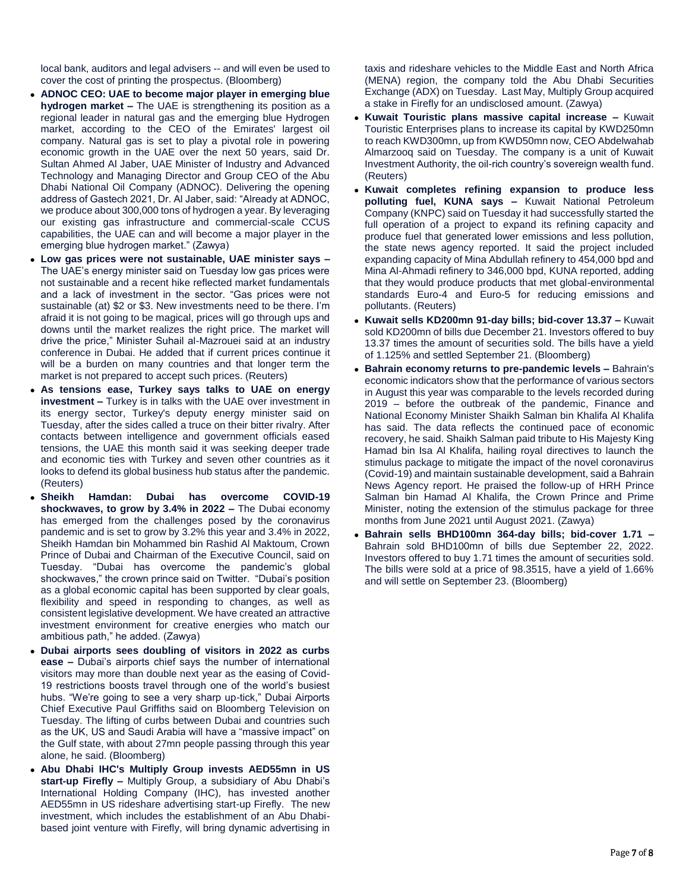local bank, auditors and legal advisers -- and will even be used to cover the cost of printing the prospectus. (Bloomberg)

- **ADNOC CEO: UAE to become major player in emerging blue hydrogen market –** The UAE is strengthening its position as a regional leader in natural gas and the emerging blue Hydrogen market, according to the CEO of the Emirates' largest oil company. Natural gas is set to play a pivotal role in powering economic growth in the UAE over the next 50 years, said Dr. Sultan Ahmed Al Jaber, UAE Minister of Industry and Advanced Technology and Managing Director and Group CEO of the Abu Dhabi National Oil Company (ADNOC). Delivering the opening address of Gastech 2021, Dr. Al Jaber, said: "Already at ADNOC, we produce about 300,000 tons of hydrogen a year. By leveraging our existing gas infrastructure and commercial-scale CCUS capabilities, the UAE can and will become a major player in the emerging blue hydrogen market." (Zawya)
- **Low gas prices were not sustainable, UAE minister says –** The UAE's energy minister said on Tuesday low gas prices were not sustainable and a recent hike reflected market fundamentals and a lack of investment in the sector. "Gas prices were not sustainable (at) $2 or $3. New investments need to be there. I'm afraid it is not going to be magical, prices will go through ups and downs until the market realizes the right price. The market will drive the price," Minister Suhail al-Mazrouei said at an industry conference in Dubai. He added that if current prices continue it will be a burden on many countries and that longer term the market is not prepared to accept such prices. (Reuters)
- **As tensions ease, Turkey says talks to UAE on energy investment –** Turkey is in talks with the UAE over investment in its energy sector, Turkey's deputy energy minister said on Tuesday, after the sides called a truce on their bitter rivalry. After contacts between intelligence and government officials eased tensions, the UAE this month said it was seeking deeper trade and economic ties with Turkey and seven other countries as it looks to defend its global business hub status after the pandemic. (Reuters)
- **Sheikh Hamdan: Dubai has overcome COVID-19 shockwaves, to grow by 3.4% in 2022 –** The Dubai economy has emerged from the challenges posed by the coronavirus pandemic and is set to grow by 3.2% this year and 3.4% in 2022, Sheikh Hamdan bin Mohammed bin Rashid Al Maktoum, Crown Prince of Dubai and Chairman of the Executive Council, said on Tuesday. "Dubai has overcome the pandemic's global shockwaves," the crown prince said on Twitter. "Dubai's position as a global economic capital has been supported by clear goals, flexibility and speed in responding to changes, as well as consistent legislative development. We have created an attractive investment environment for creative energies who match our ambitious path," he added. (Zawya)
- **Dubai airports sees doubling of visitors in 2022 as curbs ease –** Dubai's airports chief says the number of international visitors may more than double next year as the easing of Covid-19 restrictions boosts travel through one of the world's busiest hubs. "We're going to see a very sharp up-tick," Dubai Airports Chief Executive Paul Griffiths said on Bloomberg Television on Tuesday. The lifting of curbs between Dubai and countries such as the UK, US and Saudi Arabia will have a "massive impact" on the Gulf state, with about 27mn people passing through this year alone, he said. (Bloomberg)
- **Abu Dhabi IHC's Multiply Group invests AED55mn in US start-up Firefly –** Multiply Group, a subsidiary of Abu Dhabi's International Holding Company (IHC), has invested another AED55mn in US rideshare advertising start-up Firefly. The new investment, which includes the establishment of an Abu Dhabi-based joint venture with Firefly, will bring dynamic advertising in taxis and rideshare vehicles to the Middle East and North Africa (MENA) region, the company told the Abu Dhabi Securities Exchange (ADX) on Tuesday. Last May, Multiply Group acquired a stake in Firefly for an undisclosed amount. (Zawya)
- **Kuwait Touristic plans massive capital increase –** Kuwait Touristic Enterprises plans to increase its capital by KWD250mn to reach KWD300mn, up from KWD50mn now, CEO Abdelwahab Almarzooq said on Tuesday. The company is a unit of Kuwait Investment Authority, the oil-rich country's sovereign wealth fund. (Reuters)
- **Kuwait completes refining expansion to produce less polluting fuel, KUNA says –** Kuwait National Petroleum Company (KNPC) said on Tuesday it had successfully started the full operation of a project to expand its refining capacity and produce fuel that generated lower emissions and less pollution, the state news agency reported. It said the project included expanding capacity of Mina Abdullah refinery to 454,000 bpd and Mina Al-Ahmadi refinery to 346,000 bpd, KUNA reported, adding that they would produce products that met global-environmental standards Euro-4 and Euro-5 for reducing emissions and pollutants. (Reuters)
- **Kuwait sells KD200mn 91-day bills; bid-cover 13.37 –** Kuwait sold KD200mn of bills due December 21. Investors offered to buy 13.37 times the amount of securities sold. The bills have a yield of 1.125% and settled September 21. (Bloomberg)
- **Bahrain economy returns to pre-pandemic levels –** Bahrain's economic indicators show that the performance of various sectors in August this year was comparable to the levels recorded during 2019 – before the outbreak of the pandemic, Finance and National Economy Minister Shaikh Salman bin Khalifa Al Khalifa has said. The data reflects the continued pace of economic recovery, he said. Shaikh Salman paid tribute to His Majesty King Hamad bin Isa Al Khalifa, hailing royal directives to launch the stimulus package to mitigate the impact of the novel coronavirus (Covid-19) and maintain sustainable development, said a Bahrain News Agency report. He praised the follow-up of HRH Prince Salman bin Hamad Al Khalifa, the Crown Prince and Prime Minister, noting the extension of the stimulus package for three months from June 2021 until August 2021. (Zawya)
- **Bahrain sells BHD100mn 364-day bills; bid-cover 1.71 –** Bahrain sold BHD100mn of bills due September 22, 2022. Investors offered to buy 1.71 times the amount of securities sold. The bills were sold at a price of 98.3515, have a yield of 1.66% and will settle on September 23. (Bloomberg)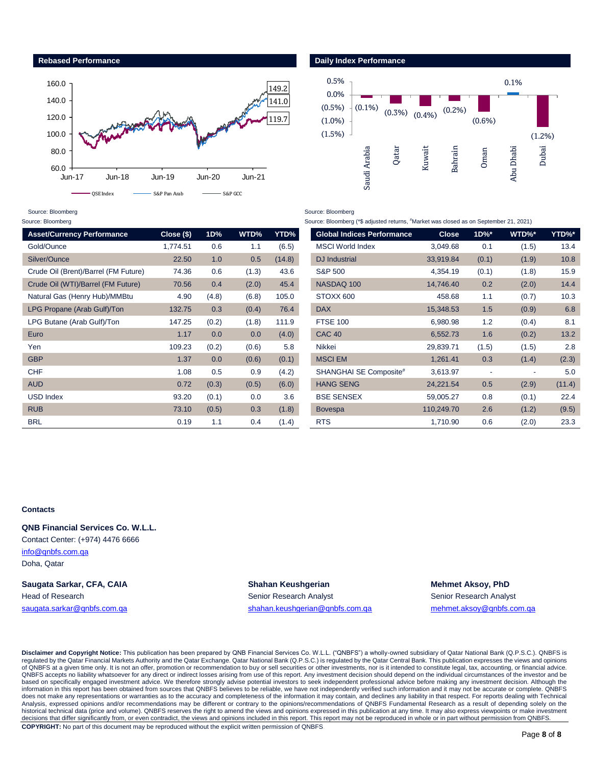**Rebased Performance**

160.0
140.0
120.0
100.0
80.0
60.0
Jun-17
Jun-18
Jun-19
Jun-20
Jun-21
149.2
141.0
119.7
QSE Index
S&P Pan Arab
S&P GCC

Source: Bloomberg

**Daily Index Performance**

0.5%
0.0%
(0.5%)
(1.0%)
(1.5%)
(0.1%)
(0.3%)
(0.4%)
(0.2%)
(0.6%)
0.1%
(1.2%)
Saudi Arabia
Qatar
Kuwait
Bahrain
Oman
Abu Dhabi
Dubai

Source: Bloomberg

| Asset/Currency Performance | Close ($) | 1D% | WTD% | YTD% |
|---|---|---|---|---|
| Gold/Ounce | 1,774.51 | 0.6 | 1.1 | (6.5) |
| Silver/Ounce | 22.50 | 1.0 | 0.5 | (14.8) |
| Crude Oil (Brent)/Barrel (FM Future) | 74.36 | 0.6 | (1.3) | 43.6 |
| Crude Oil (WTI)/Barrel (FM Future) | 70.56 | 0.4 | (2.0) | 45.4 |
| Natural Gas (Henry Hub)/MMBtu | 4.90 | (4.8) | (6.8) | 105.0 |
| LPG Propane (Arab Gulf)/Ton | 132.75 | 0.3 | (0.4) | 76.4 |
| LPG Butane (Arab Gulf)/Ton | 147.25 | (0.2) | (1.8) | 111.9 |
| Euro | 1.17 | 0.0 | 0.0 | (4.0) |
| Yen | 109.23 | (0.2) | (0.6) | 5.8 |
| GBP | 1.37 | 0.0 | (0.6) | (0.1) |
| CHF | 1.08 | 0.5 | 0.9 | (4.2) |
| AUD | 0.72 | (0.3) | (0.5) | (6.0) |
| USD Index | 93.20 | (0.1) | 0.0 | 3.6 |
| RUB | 73.10 | (0.5) | 0.3 | (1.8) |
| BRL | 0.19 | 1.1 | 0.4 | (1.4) |

Source: Bloomberg

| Global Indices Performance | Close | 1D%* | WTD%* | YTD%* |
|---|---|---|---|---|
| MSCI World Index | 3,049.68 | 0.1 | (1.5) | 13.4 |
| DJ Industrial | 33,919.84 | (0.1) | (1.9) | 10.8 |
| S&P 500 | 4,354.19 | (0.1) | (1.8) | 15.9 |
| NASDAQ 100 | 14,746.40 | 0.2 | (2.0) | 14.4 |
| STOXX 600 | 458.68 | 1.1 | (0.7) | 10.3 |
| DAX | 15,348.53 | 1.5 | (0.9) | 6.8 |
| FTSE 100 | 6,980.98 | 1.2 | (0.4) | 8.1 |
| CAC 40 | 6,552.73 | 1.6 | (0.2) | 13.2 |
| Nikkei | 29,839.71 | (1.5) | (1.5) | 2.8 |
| MSCI EM | 1,261.41 | 0.3 | (1.4) | (2.3) |
| SHANGHAI SE Composite# | 3,613.97 | - | - | 5.0 |
| HANG SENG | 24,221.54 | 0.5 | (2.9) | (11.4) |
| BSE SENSEX | 59,005.27 | 0.8 | (0.1) | 22.4 |
| Bovespa | 110,249.70 | 2.6 | (1.2) | (9.5) |
| RTS | 1,710.90 | 0.6 | (2.0) | 23.3 |

Source: Bloomberg (*$ adjusted returns, #Market was closed as on September 21, 2021)

**Contacts**

**QNB Financial Services Co. W.L.L.**
Contact Center: (+974) 4476 6666
info@qnbfs.com.qa
Doha, Qatar

**Saugata Sarkar, CFA, CAIA**
Head of Research
saugata.sarkar@qnbfs.com.qa

**Shahan Keushgerian**
Senior Research Analyst
shahan.keushgerian@qnbfs.com.qa

**Mehmet Aksoy, PhD**
Senior Research Analyst
mehmet.aksoy@qnbfs.com.qa

**Disclaimer and Copyright Notice:** This publication has been prepared by QNB Financial Services Co. W.L.L. ("QNBFS") a wholly-owned subsidiary of Qatar National Bank (Q.P.S.C.). QNBFS is regulated by the Qatar Financial Markets Authority and the Qatar Exchange. Qatar National Bank (Q.P.S.C.) is regulated by the Qatar Central Bank. This publication expresses the views and opinions of QNBFS at a given time only. It is not an offer, promotion or recommendation to buy or sell securities or other investments, nor is it intended to constitute legal, tax, accounting, or financial advice. QNBFS accepts no liability whatsoever for any direct or indirect losses arising from use of this report. Any investment decision should depend on the individual circumstances of the investor and be based on specifically engaged investment advice. We therefore strongly advise potential investors to seek independent professional advice before making any investment decision. Although the information in this report has been obtained from sources that QNBFS believes to be reliable, we have not independently verified such information and it may not be accurate or complete. QNBFS does not make any representations or warranties as to the accuracy and completeness of the information it may contain, and declines any liability in that respect. For reports dealing with Technical Analysis, expressed opinions and/or recommendations may be different or contrary to the opinions/recommendations of QNBFS Fundamental Research as a result of depending solely on the historical technical data (price and volume). QNBFS reserves the right to amend the views and opinions expressed in this publication at any time. It may also express viewpoints or make investment decisions that differ significantly from, or even contradict, the views and opinions included in this report. This report may not be reproduced in whole or in part without permission from QNBFS.

**COPYRIGHT:** No part of this document may be reproduced without the explicit written permission of QNBFS.